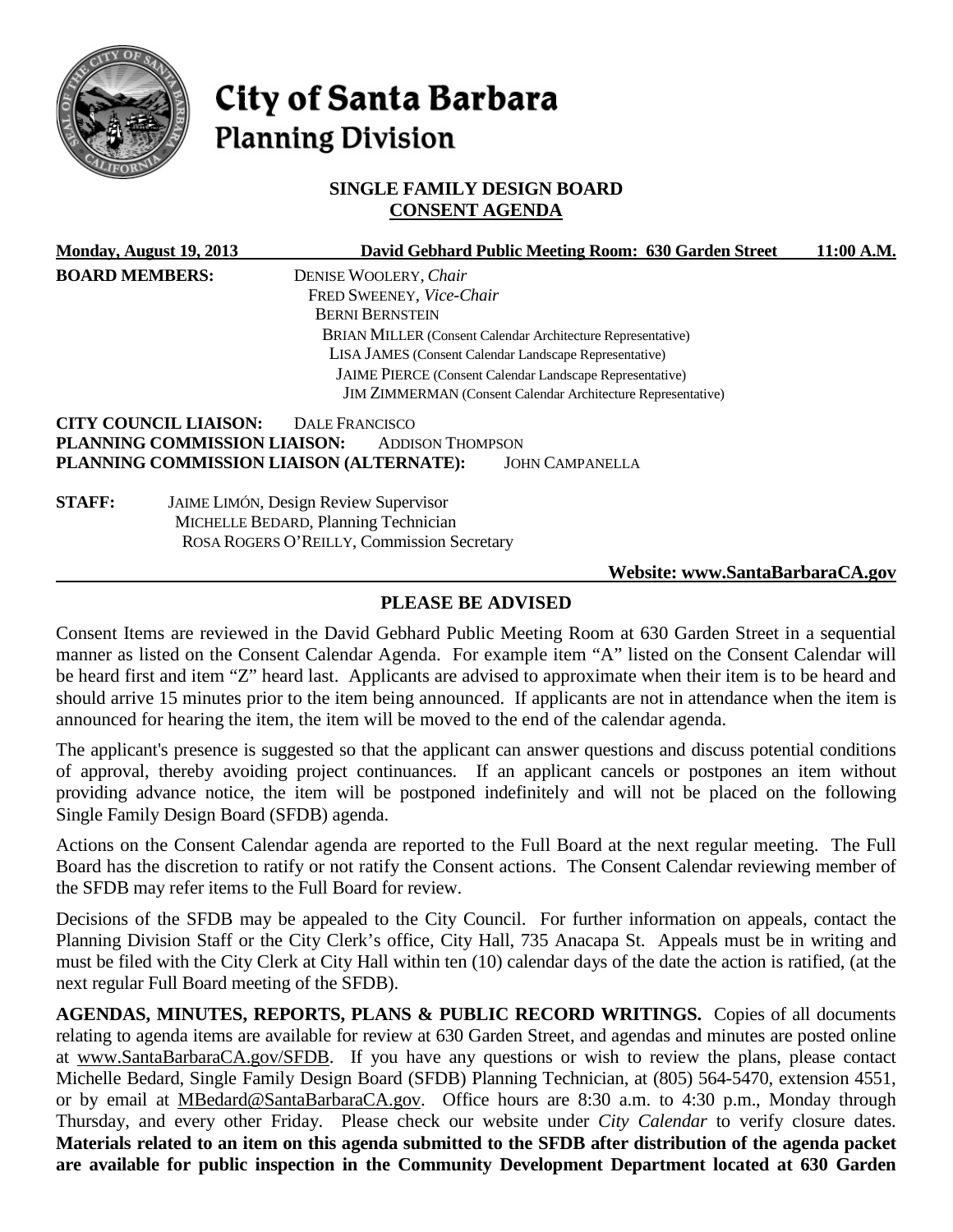# City of Santa Barbara
## Planning Division

### SINGLE FAMILY DESIGN BOARD
### CONSENT AGENDA

**Monday, August 19, 2013** **David Gebhard Public Meeting Room: 630 Garden Street** **11:00 A.M.**

**BOARD MEMBERS:**
DENISE WOOLERY, *Chair*
FRED SWEENEY, *Vice-Chair*
BERNI BERNSTEIN
BRIAN MILLER (Consent Calendar Architecture Representative)
LISA JAMES (Consent Calendar Landscape Representative)
JAIME PIERCE (Consent Calendar Landscape Representative)
JIM ZIMMERMAN (Consent Calendar Architecture Representative)

**CITY COUNCIL LIAISON:** DALE FRANCISCO
**PLANNING COMMISSION LIAISON:** ADDISON THOMPSON
**PLANNING COMMISSION LIAISON (ALTERNATE):** JOHN CAMPANELLA

**STAFF:**
JAIME LIMÓN, Design Review Supervisor
MICHELLE BEDARD, Planning Technician
ROSA ROGERS O'REILLY, Commission Secretary

**Website: www.SantaBarbaraCA.gov**

### PLEASE BE ADVISED

Consent Items are reviewed in the David Gebhard Public Meeting Room at 630 Garden Street in a sequential manner as listed on the Consent Calendar Agenda. For example item "A" listed on the Consent Calendar will be heard first and item "Z" heard last. Applicants are advised to approximate when their item is to be heard and should arrive 15 minutes prior to the item being announced. If applicants are not in attendance when the item is announced for hearing the item, the item will be moved to the end of the calendar agenda.

The applicant's presence is suggested so that the applicant can answer questions and discuss potential conditions of approval, thereby avoiding project continuances. If an applicant cancels or postpones an item without providing advance notice, the item will be postponed indefinitely and will not be placed on the following Single Family Design Board (SFDB) agenda.

Actions on the Consent Calendar agenda are reported to the Full Board at the next regular meeting. The Full Board has the discretion to ratify or not ratify the Consent actions. The Consent Calendar reviewing member of the SFDB may refer items to the Full Board for review.

Decisions of the SFDB may be appealed to the City Council. For further information on appeals, contact the Planning Division Staff or the City Clerk's office, City Hall, 735 Anacapa St. Appeals must be in writing and must be filed with the City Clerk at City Hall within ten (10) calendar days of the date the action is ratified, (at the next regular Full Board meeting of the SFDB).

**AGENDAS, MINUTES, REPORTS, PLANS & PUBLIC RECORD WRITINGS.** Copies of all documents relating to agenda items are available for review at 630 Garden Street, and agendas and minutes are posted online at www.SantaBarbaraCA.gov/SFDB. If you have any questions or wish to review the plans, please contact Michelle Bedard, Single Family Design Board (SFDB) Planning Technician, at (805) 564-5470, extension 4551, or by email at MBedard@SantaBarbaraCA.gov. Office hours are 8:30 a.m. to 4:30 p.m., Monday through Thursday, and every other Friday. Please check our website under *City Calendar* to verify closure dates. **Materials related to an item on this agenda submitted to the SFDB after distribution of the agenda packet are available for public inspection in the Community Development Department located at 630 Garden**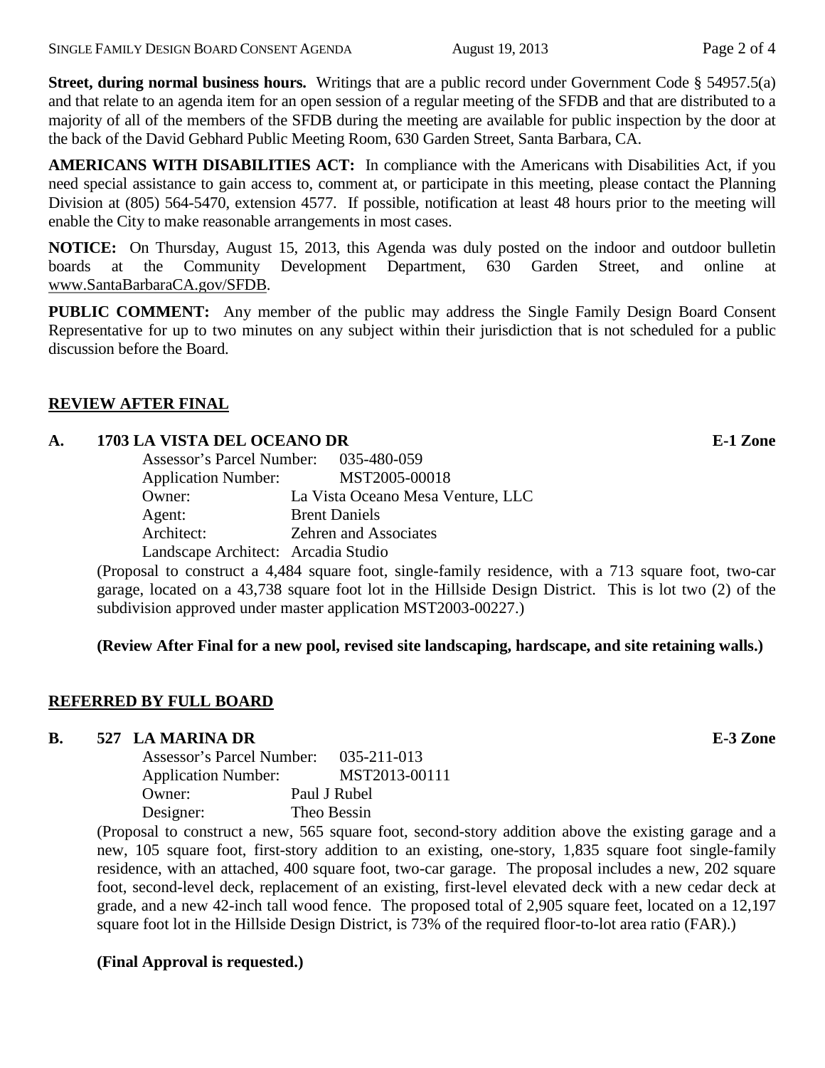**Street, during normal business hours.** Writings that are a public record under Government Code § 54957.5(a) and that relate to an agenda item for an open session of a regular meeting of the SFDB and that are distributed to a majority of all of the members of the SFDB during the meeting are available for public inspection by the door at the back of the David Gebhard Public Meeting Room, 630 Garden Street, Santa Barbara, CA.

**AMERICANS WITH DISABILITIES ACT:** In compliance with the Americans with Disabilities Act, if you need special assistance to gain access to, comment at, or participate in this meeting, please contact the Planning Division at (805) 564-5470, extension 4577. If possible, notification at least 48 hours prior to the meeting will enable the City to make reasonable arrangements in most cases.

**NOTICE:** On Thursday, August 15, 2013, this Agenda was duly posted on the indoor and outdoor bulletin boards at the Community Development Department, 630 Garden Street, and online at www.SantaBarbaraCA.gov/SFDB.

**PUBLIC COMMENT:** Any member of the public may address the Single Family Design Board Consent Representative for up to two minutes on any subject within their jurisdiction that is not scheduled for a public discussion before the Board.

## REVIEW AFTER FINAL

### A. 1703 LA VISTA DEL OCEANO DR — E-1 Zone

Assessor's Parcel Number: 035-480-059
Application Number: MST2005-00018
Owner: La Vista Oceano Mesa Venture, LLC
Agent: Brent Daniels
Architect: Zehren and Associates
Landscape Architect: Arcadia Studio

(Proposal to construct a 4,484 square foot, single-family residence, with a 713 square foot, two-car garage, located on a 43,738 square foot lot in the Hillside Design District. This is lot two (2) of the subdivision approved under master application MST2003-00227.)

**(Review After Final for a new pool, revised site landscaping, hardscape, and site retaining walls.)**

## REFERRED BY FULL BOARD

### B. 527 LA MARINA DR — E-3 Zone

Assessor's Parcel Number: 035-211-013
Application Number: MST2013-00111
Owner: Paul J Rubel
Designer: Theo Bessin

(Proposal to construct a new, 565 square foot, second-story addition above the existing garage and a new, 105 square foot, first-story addition to an existing, one-story, 1,835 square foot single-family residence, with an attached, 400 square foot, two-car garage. The proposal includes a new, 202 square foot, second-level deck, replacement of an existing, first-level elevated deck with a new cedar deck at grade, and a new 42-inch tall wood fence. The proposed total of 2,905 square feet, located on a 12,197 square foot lot in the Hillside Design District, is 73% of the required floor-to-lot area ratio (FAR).)

**(Final Approval is requested.)**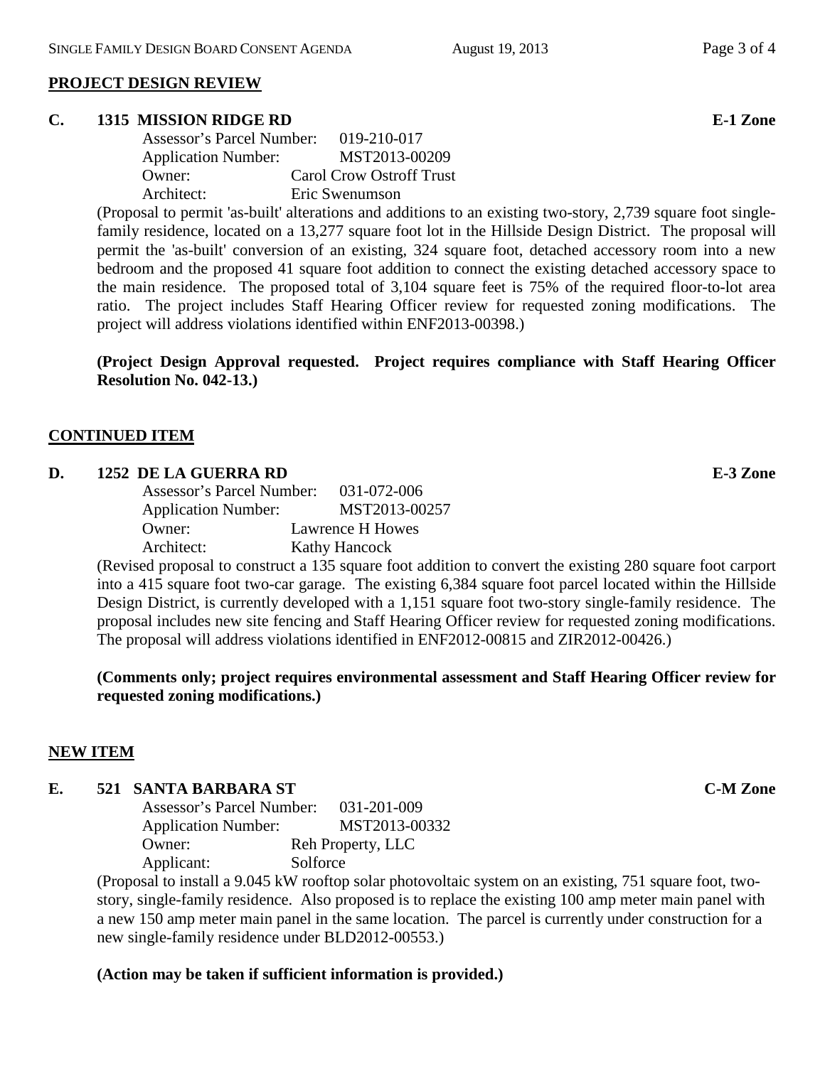## PROJECT DESIGN REVIEW

### C. 1315 MISSION RIDGE RD — E-1 Zone

Assessor's Parcel Number: 019-210-017
Application Number: MST2013-00209
Owner: Carol Crow Ostroff Trust
Architect: Eric Swenumson

(Proposal to permit 'as-built' alterations and additions to an existing two-story, 2,739 square foot single-family residence, located on a 13,277 square foot lot in the Hillside Design District. The proposal will permit the 'as-built' conversion of an existing, 324 square foot, detached accessory room into a new bedroom and the proposed 41 square foot addition to connect the existing detached accessory space to the main residence. The proposed total of 3,104 square feet is 75% of the required floor-to-lot area ratio. The project includes Staff Hearing Officer review for requested zoning modifications. The project will address violations identified within ENF2013-00398.)

**(Project Design Approval requested. Project requires compliance with Staff Hearing Officer Resolution No. 042-13.)**

## CONTINUED ITEM

### D. 1252 DE LA GUERRA RD — E-3 Zone

Assessor's Parcel Number: 031-072-006
Application Number: MST2013-00257
Owner: Lawrence H Howes
Architect: Kathy Hancock

(Revised proposal to construct a 135 square foot addition to convert the existing 280 square foot carport into a 415 square foot two-car garage. The existing 6,384 square foot parcel located within the Hillside Design District, is currently developed with a 1,151 square foot two-story single-family residence. The proposal includes new site fencing and Staff Hearing Officer review for requested zoning modifications. The proposal will address violations identified in ENF2012-00815 and ZIR2012-00426.)

**(Comments only; project requires environmental assessment and Staff Hearing Officer review for requested zoning modifications.)**

## NEW ITEM

### E. 521 SANTA BARBARA ST — C-M Zone

Assessor's Parcel Number: 031-201-009
Application Number: MST2013-00332
Owner: Reh Property, LLC
Applicant: Solforce

(Proposal to install a 9.045 kW rooftop solar photovoltaic system on an existing, 751 square foot, two-story, single-family residence. Also proposed is to replace the existing 100 amp meter main panel with a new 150 amp meter main panel in the same location. The parcel is currently under construction for a new single-family residence under BLD2012-00553.)

**(Action may be taken if sufficient information is provided.)**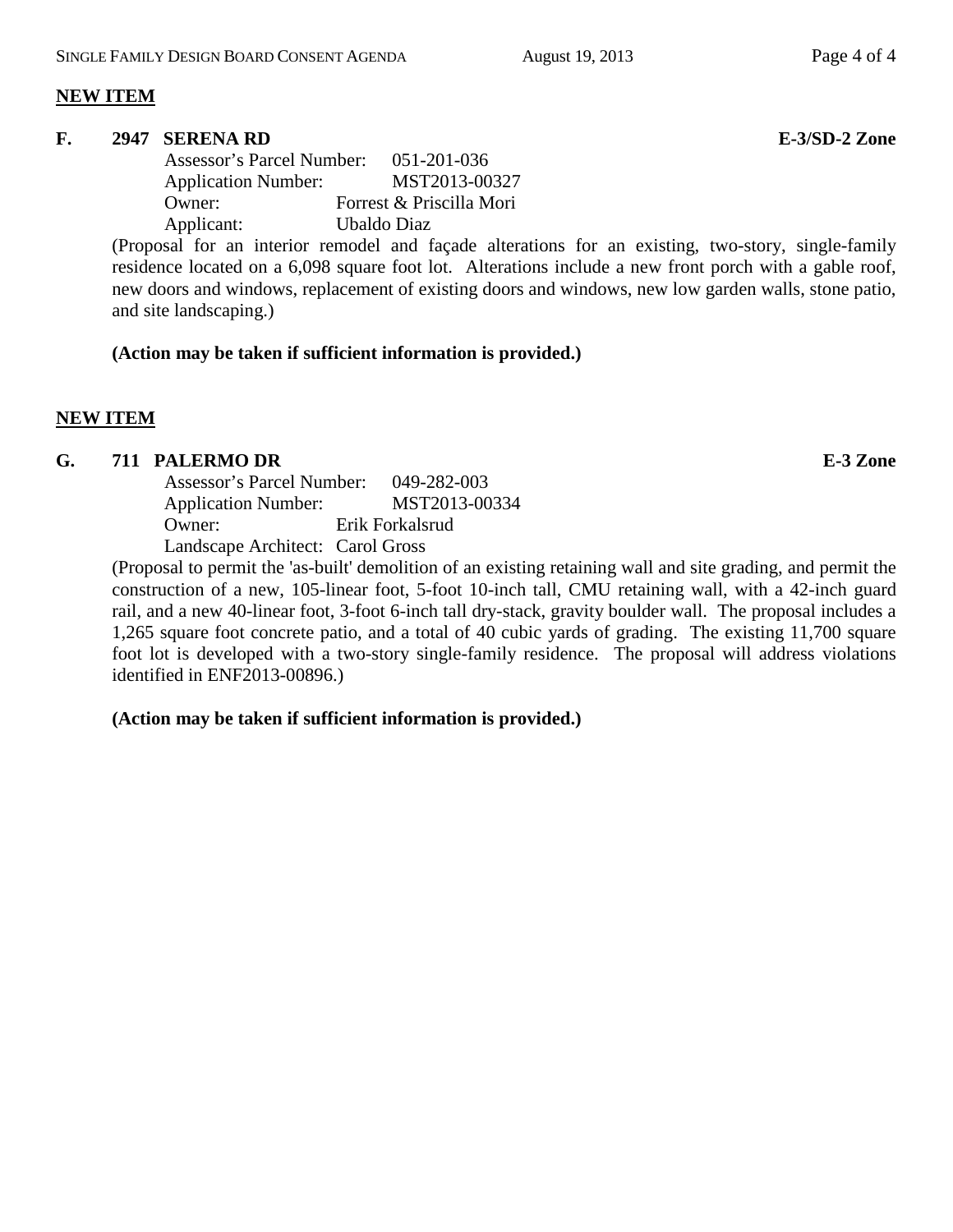**NEW ITEM**

**F. 2947 SERENA RD** **E-3/SD-2 Zone**

Assessor's Parcel Number: 051-201-036
Application Number: MST2013-00327
Owner: Forrest & Priscilla Mori
Applicant: Ubaldo Diaz

(Proposal for an interior remodel and façade alterations for an existing, two-story, single-family residence located on a 6,098 square foot lot. Alterations include a new front porch with a gable roof, new doors and windows, replacement of existing doors and windows, new low garden walls, stone patio, and site landscaping.)

**(Action may be taken if sufficient information is provided.)**

**NEW ITEM**

**G. 711 PALERMO DR** **E-3 Zone**

Assessor's Parcel Number: 049-282-003
Application Number: MST2013-00334
Owner: Erik Forkalsrud
Landscape Architect: Carol Gross

(Proposal to permit the 'as-built' demolition of an existing retaining wall and site grading, and permit the construction of a new, 105-linear foot, 5-foot 10-inch tall, CMU retaining wall, with a 42-inch guard rail, and a new 40-linear foot, 3-foot 6-inch tall dry-stack, gravity boulder wall. The proposal includes a 1,265 square foot concrete patio, and a total of 40 cubic yards of grading. The existing 11,700 square foot lot is developed with a two-story single-family residence. The proposal will address violations identified in ENF2013-00896.)

**(Action may be taken if sufficient information is provided.)**